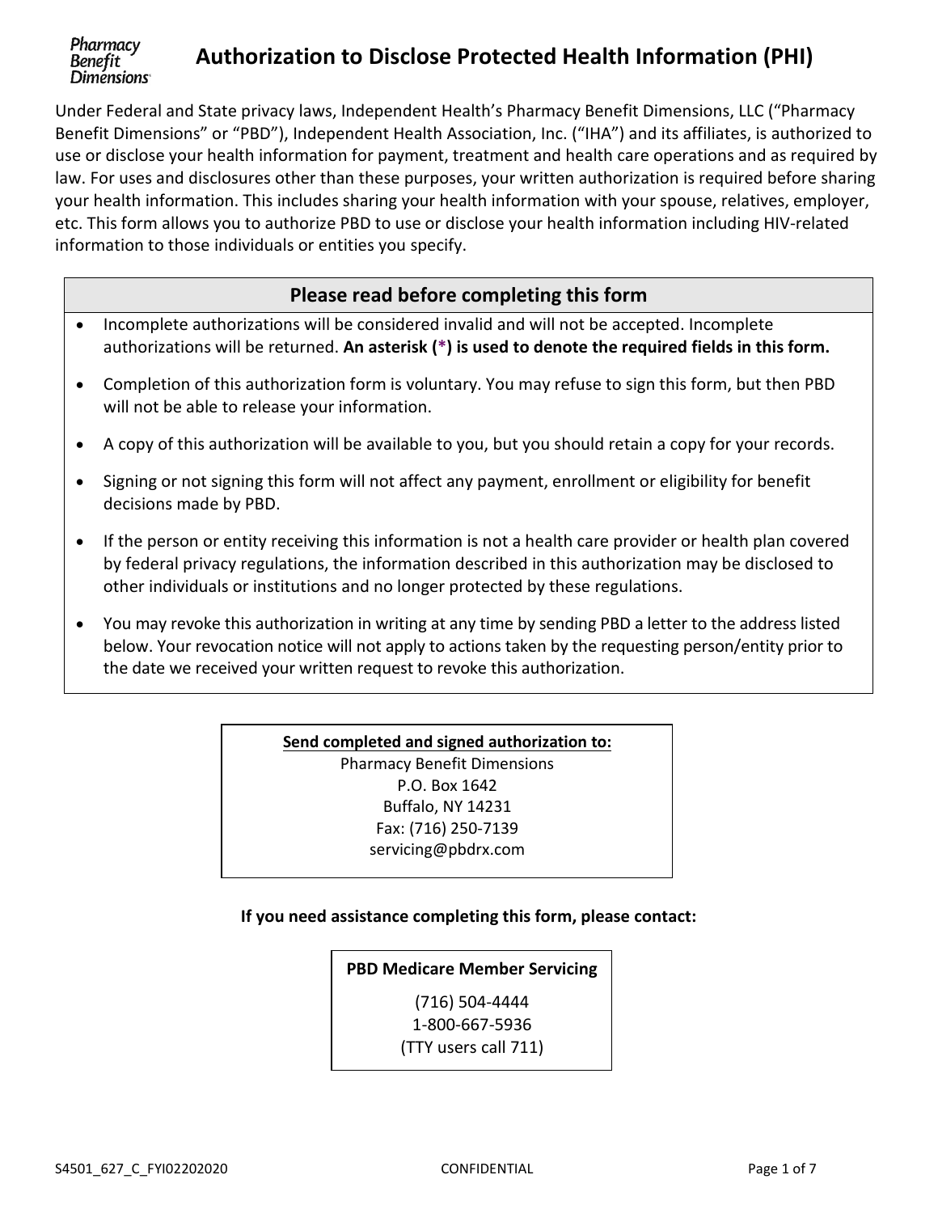# Authorization to Disclose Protected Health Information (PHI)

Under Federal and State privacy laws, Independent Health's Pharmacy Benefit Dimensions, LLC ("Pharmacy Benefit Dimensions" or "PBD"), Independent Health Association, Inc. ("IHA") and its affiliates, is authorized to use or disclose your health information for payment, treatment and health care operations and as required by law. For uses and disclosures other than these purposes, your written authorization is required before sharing your health information. This includes sharing your health information with your spouse, relatives, employer, etc. This form allows you to authorize PBD to use or disclose your health information including HIV-related information to those individuals or entities you specify.

## Please read before completing this form

- Incomplete authorizations will be considered invalid and will not be accepted. Incomplete authorizations will be returned. **An asterisk (*) is used to denote the required fields in this form.**
- Completion of this authorization form is voluntary. You may refuse to sign this form, but then PBD will not be able to release your information.
- A copy of this authorization will be available to you, but you should retain a copy for your records.
- Signing or not signing this form will not affect any payment, enrollment or eligibility for benefit decisions made by PBD.
- If the person or entity receiving this information is not a health care provider or health plan covered by federal privacy regulations, the information described in this authorization may be disclosed to other individuals or institutions and no longer protected by these regulations.
- You may revoke this authorization in writing at any time by sending PBD a letter to the address listed below. Your revocation notice will not apply to actions taken by the requesting person/entity prior to the date we received your written request to revoke this authorization.

**Send completed and signed authorization to:**

Pharmacy Benefit Dimensions
P.O. Box 1642
Buffalo, NY 14231
Fax: (716) 250-7139
servicing@pbdrx.com

**If you need assistance completing this form, please contact:**

**PBD Medicare Member Servicing**

(716) 504-4444
1-800-667-5936
(TTY users call 711)

S4501_627_C_FYI02202020 CONFIDENTIAL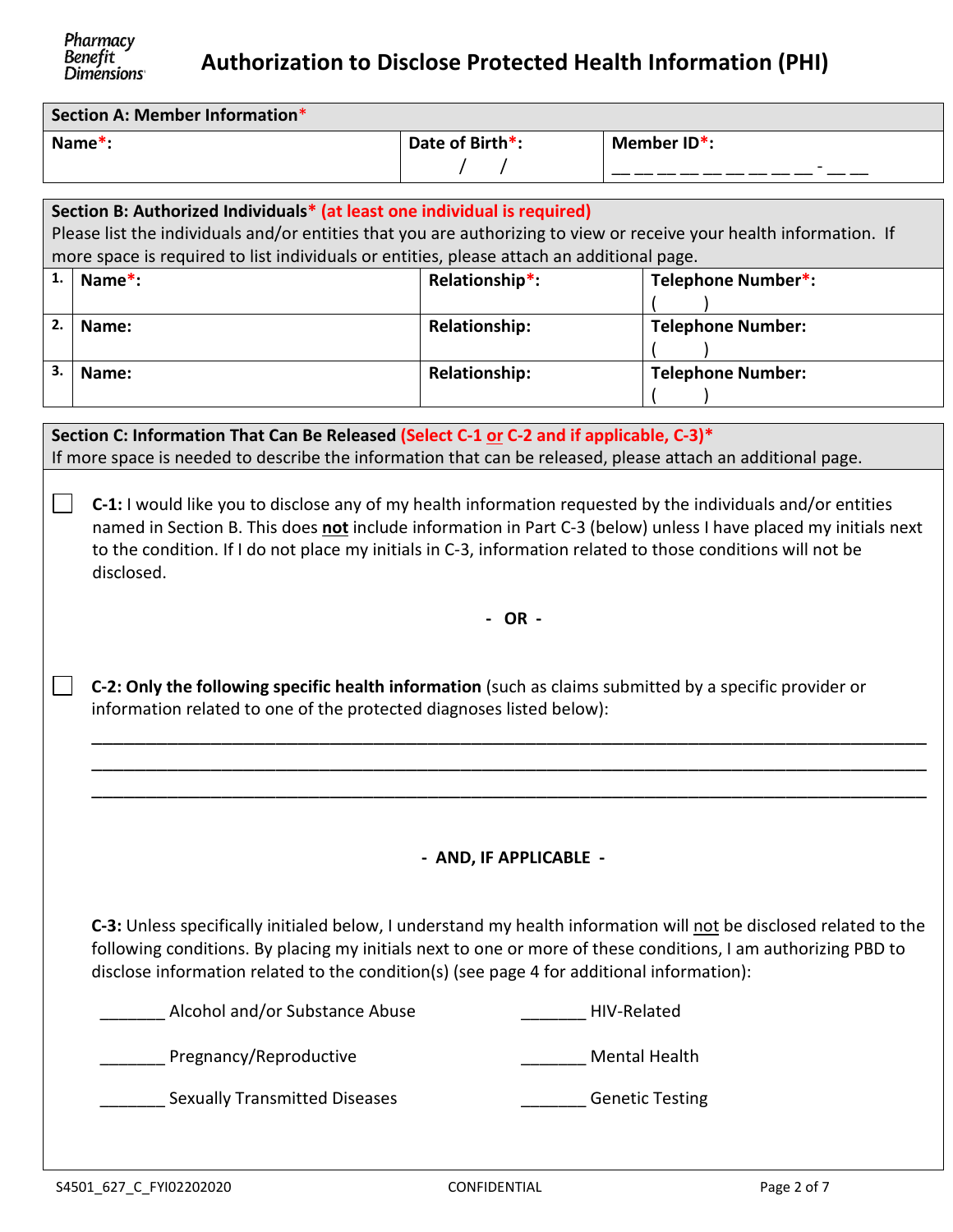# Authorization to Disclose Protected Health Information (PHI)

| Section A: Member Information* | | |
|---|---|---|
| Name*: | Date of Birth*: / / | Member ID*: __ __ __ __ __ __ __ __ __ __ - __ __ |

| Section B: Authorized Individuals* (at least one individual is required) Please list the individuals and/or entities that you are authorizing to view or receive your health information. If more space is required to list individuals or entities, please attach an additional page. | | | |
|---|---|---|---|
| 1. | Name*: | Relationship*: | Telephone Number*: ( ) |
| 2. | Name: | Relationship: | Telephone Number: ( ) |
| 3. | Name: | Relationship: | Telephone Number: ( ) |

**Section C: Information That Can Be Released (Select C-1 or C-2 and if applicable, C-3)***
If more space is needed to describe the information that can be released, please attach an additional page.

☐ **C-1:** I would like you to disclose any of my health information requested by the individuals and/or entities named in Section B. This does **not** include information in Part C-3 (below) unless I have placed my initials next to the condition. If I do not place my initials in C-3, information related to those conditions will not be disclosed.

**- OR -**

☐ **C-2: Only the following specific health information** (such as claims submitted by a specific provider or information related to one of the protected diagnoses listed below):

______________________________________________________________________________

______________________________________________________________________________

______________________________________________________________________________

**- AND, IF APPLICABLE -**

**C-3:** Unless specifically initialed below, I understand my health information will not be disclosed related to the following conditions. By placing my initials next to one or more of these conditions, I am authorizing PBD to disclose information related to the condition(s) (see page 4 for additional information):

_______ Alcohol and/or Substance Abuse

_______ HIV-Related

_______ Pregnancy/Reproductive

_______ Mental Health

_______ Sexually Transmitted Diseases

_______ Genetic Testing

S4501_627_C_FYI02202020 CONFIDENTIAL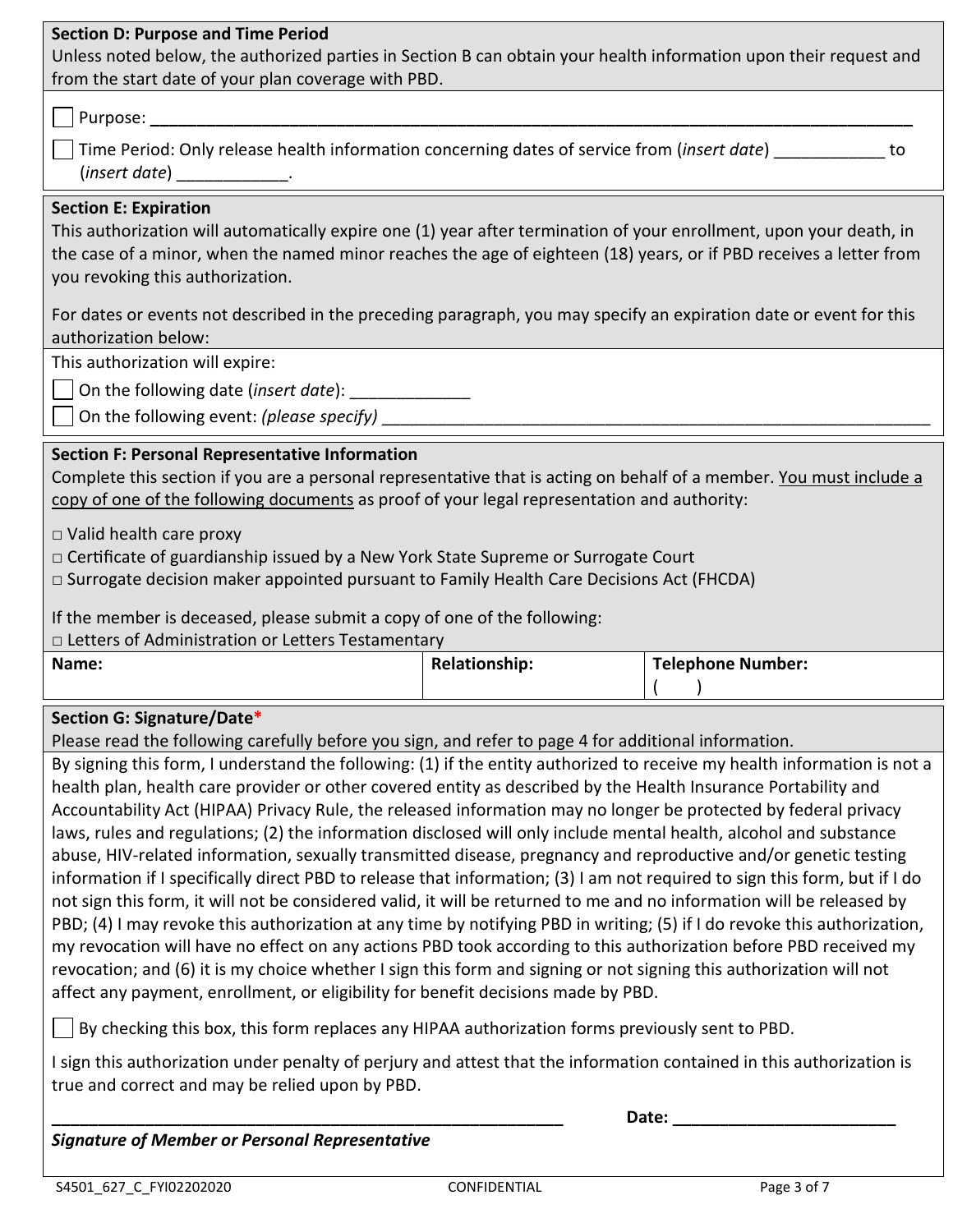**Section D: Purpose and Time Period**

Unless noted below, the authorized parties in Section B can obtain your health information upon their request and from the start date of your plan coverage with PBD.

☐ Purpose: ______________________________________________________________________________

☐ Time Period: Only release health information concerning dates of service from (*insert date*) ____________ to (*insert date*) ____________.

**Section E: Expiration**

This authorization will automatically expire one (1) year after termination of your enrollment, upon your death, in the case of a minor, when the named minor reaches the age of eighteen (18) years, or if PBD receives a letter from you revoking this authorization.

For dates or events not described in the preceding paragraph, you may specify an expiration date or event for this authorization below:

This authorization will expire:

☐ On the following date (*insert date*): _____________

☐ On the following event: *(please specify)* ____________________________________________________________

**Section F: Personal Representative Information**

Complete this section if you are a personal representative that is acting on behalf of a member. You must include a copy of one of the following documents as proof of your legal representation and authority:

□ Valid health care proxy

□ Certificate of guardianship issued by a New York State Supreme or Surrogate Court

□ Surrogate decision maker appointed pursuant to Family Health Care Decisions Act (FHCDA)

If the member is deceased, please submit a copy of one of the following:

□ Letters of Administration or Letters Testamentary

| **Name:** | **Relationship:** | **Telephone Number:** ( ) |
|---|---|---|

**Section G: Signature/Date***

Please read the following carefully before you sign, and refer to page 4 for additional information.

By signing this form, I understand the following: (1) if the entity authorized to receive my health information is not a health plan, health care provider or other covered entity as described by the Health Insurance Portability and Accountability Act (HIPAA) Privacy Rule, the released information may no longer be protected by federal privacy laws, rules and regulations; (2) the information disclosed will only include mental health, alcohol and substance abuse, HIV-related information, sexually transmitted disease, pregnancy and reproductive and/or genetic testing information if I specifically direct PBD to release that information; (3) I am not required to sign this form, but if I do not sign this form, it will not be considered valid, it will be returned to me and no information will be released by PBD; (4) I may revoke this authorization at any time by notifying PBD in writing; (5) if I do revoke this authorization, my revocation will have no effect on any actions PBD took according to this authorization before PBD received my revocation; and (6) it is my choice whether I sign this form and signing or not signing this authorization will not affect any payment, enrollment, or eligibility for benefit decisions made by PBD.

☐ By checking this box, this form replaces any HIPAA authorization forms previously sent to PBD.

I sign this authorization under penalty of perjury and attest that the information contained in this authorization is true and correct and may be relied upon by PBD.

____________________________________________________________ **Date:** ________________________

***Signature of Member or Personal Representative***

S4501_627_C_FYI02202020 CONFIDENTIAL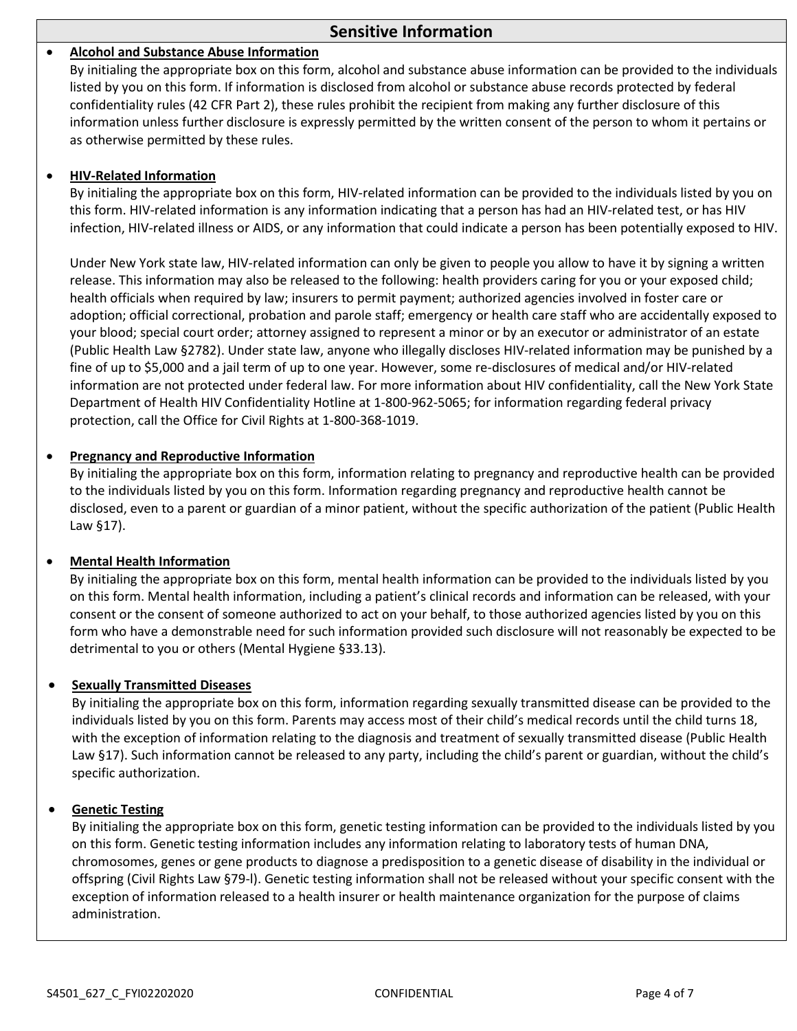## Sensitive Information

- **Alcohol and Substance Abuse Information**

  By initialing the appropriate box on this form, alcohol and substance abuse information can be provided to the individuals listed by you on this form. If information is disclosed from alcohol or substance abuse records protected by federal confidentiality rules (42 CFR Part 2), these rules prohibit the recipient from making any further disclosure of this information unless further disclosure is expressly permitted by the written consent of the person to whom it pertains or as otherwise permitted by these rules.

- **HIV-Related Information**

  By initialing the appropriate box on this form, HIV-related information can be provided to the individuals listed by you on this form. HIV-related information is any information indicating that a person has had an HIV-related test, or has HIV infection, HIV-related illness or AIDS, or any information that could indicate a person has been potentially exposed to HIV.

  Under New York state law, HIV-related information can only be given to people you allow to have it by signing a written release. This information may also be released to the following: health providers caring for you or your exposed child; health officials when required by law; insurers to permit payment; authorized agencies involved in foster care or adoption; official correctional, probation and parole staff; emergency or health care staff who are accidentally exposed to your blood; special court order; attorney assigned to represent a minor or by an executor or administrator of an estate (Public Health Law §2782). Under state law, anyone who illegally discloses HIV-related information may be punished by a fine of up to $5,000 and a jail term of up to one year. However, some re-disclosures of medical and/or HIV-related information are not protected under federal law. For more information about HIV confidentiality, call the New York State Department of Health HIV Confidentiality Hotline at 1-800-962-5065; for information regarding federal privacy protection, call the Office for Civil Rights at 1-800-368-1019.

- **Pregnancy and Reproductive Information**

  By initialing the appropriate box on this form, information relating to pregnancy and reproductive health can be provided to the individuals listed by you on this form. Information regarding pregnancy and reproductive health cannot be disclosed, even to a parent or guardian of a minor patient, without the specific authorization of the patient (Public Health Law §17).

- **Mental Health Information**

  By initialing the appropriate box on this form, mental health information can be provided to the individuals listed by you on this form. Mental health information, including a patient's clinical records and information can be released, with your consent or the consent of someone authorized to act on your behalf, to those authorized agencies listed by you on this form who have a demonstrable need for such information provided such disclosure will not reasonably be expected to be detrimental to you or others (Mental Hygiene §33.13).

- **Sexually Transmitted Diseases**

  By initialing the appropriate box on this form, information regarding sexually transmitted disease can be provided to the individuals listed by you on this form. Parents may access most of their child's medical records until the child turns 18, with the exception of information relating to the diagnosis and treatment of sexually transmitted disease (Public Health Law §17). Such information cannot be released to any party, including the child's parent or guardian, without the child's specific authorization.

- **Genetic Testing**

  By initialing the appropriate box on this form, genetic testing information can be provided to the individuals listed by you on this form. Genetic testing information includes any information relating to laboratory tests of human DNA, chromosomes, genes or gene products to diagnose a predisposition to a genetic disease of disability in the individual or offspring (Civil Rights Law §79-l). Genetic testing information shall not be released without your specific consent with the exception of information released to a health insurer or health maintenance organization for the purpose of claims administration.

S4501_627_C_FYI02202020 CONFIDENTIAL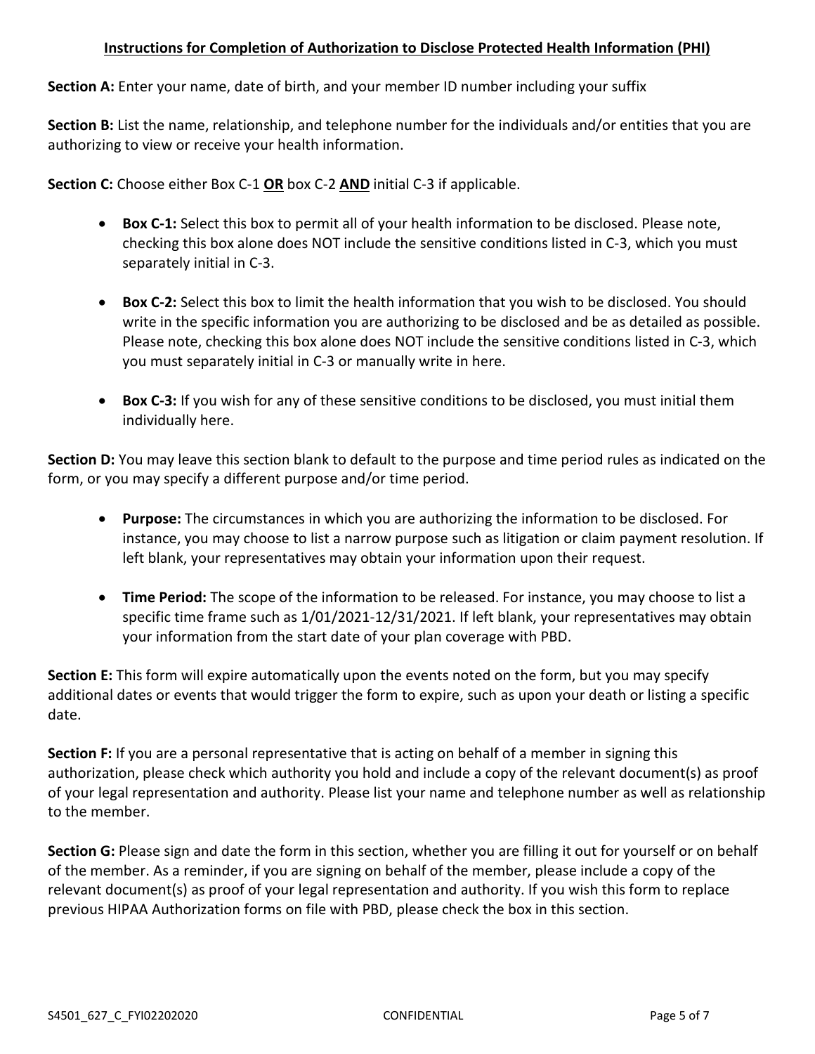## Instructions for Completion of Authorization to Disclose Protected Health Information (PHI)

**Section A:** Enter your name, date of birth, and your member ID number including your suffix

**Section B:** List the name, relationship, and telephone number for the individuals and/or entities that you are authorizing to view or receive your health information.

**Section C:** Choose either Box C-1 **OR** box C-2 **AND** initial C-3 if applicable.

- **Box C-1:** Select this box to permit all of your health information to be disclosed. Please note, checking this box alone does NOT include the sensitive conditions listed in C-3, which you must separately initial in C-3.
- **Box C-2:** Select this box to limit the health information that you wish to be disclosed. You should write in the specific information you are authorizing to be disclosed and be as detailed as possible. Please note, checking this box alone does NOT include the sensitive conditions listed in C-3, which you must separately initial in C-3 or manually write in here.
- **Box C-3:** If you wish for any of these sensitive conditions to be disclosed, you must initial them individually here.

**Section D:** You may leave this section blank to default to the purpose and time period rules as indicated on the form, or you may specify a different purpose and/or time period.

- **Purpose:** The circumstances in which you are authorizing the information to be disclosed. For instance, you may choose to list a narrow purpose such as litigation or claim payment resolution. If left blank, your representatives may obtain your information upon their request.
- **Time Period:** The scope of the information to be released. For instance, you may choose to list a specific time frame such as 1/01/2021-12/31/2021. If left blank, your representatives may obtain your information from the start date of your plan coverage with PBD.

**Section E:** This form will expire automatically upon the events noted on the form, but you may specify additional dates or events that would trigger the form to expire, such as upon your death or listing a specific date.

**Section F:** If you are a personal representative that is acting on behalf of a member in signing this authorization, please check which authority you hold and include a copy of the relevant document(s) as proof of your legal representation and authority. Please list your name and telephone number as well as relationship to the member.

**Section G:** Please sign and date the form in this section, whether you are filling it out for yourself or on behalf of the member. As a reminder, if you are signing on behalf of the member, please include a copy of the relevant document(s) as proof of your legal representation and authority. If you wish this form to replace previous HIPAA Authorization forms on file with PBD, please check the box in this section.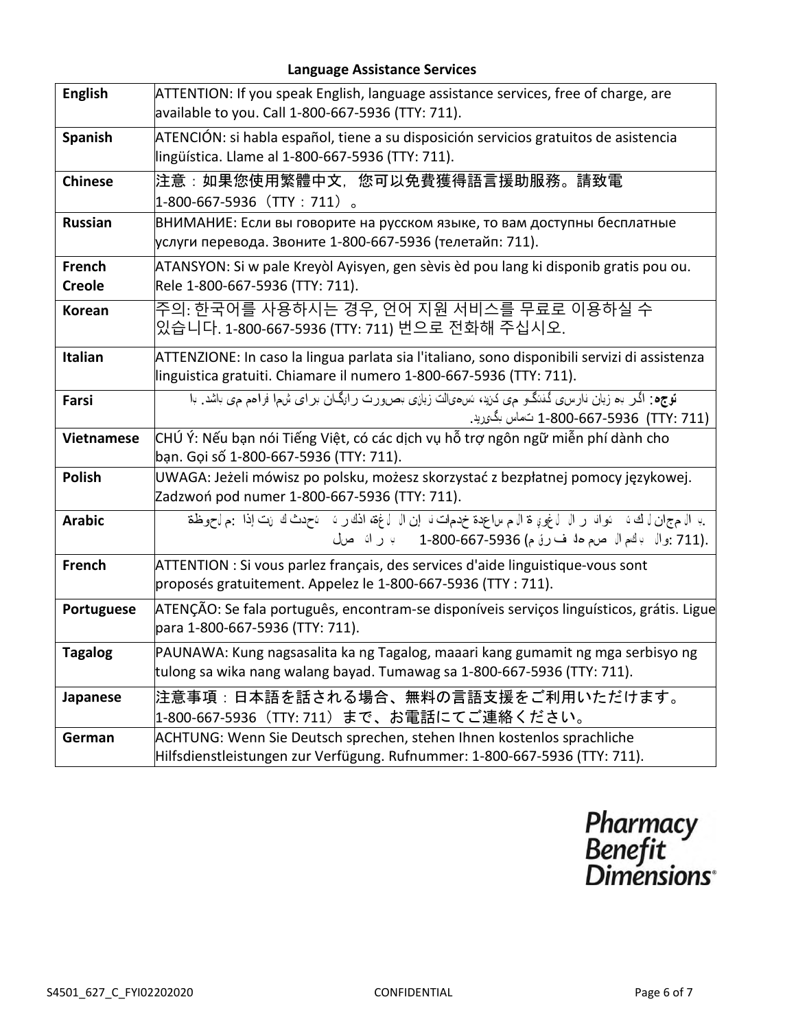## Language Assistance Services

| | |
|---|---|
| **English** | ATTENTION: If you speak English, language assistance services, free of charge, are available to you. Call 1-800-667-5936 (TTY: 711). |
| **Spanish** | ATENCIÓN: si habla español, tiene a su disposición servicios gratuitos de asistencia lingüística. Llame al 1-800-667-5936 (TTY: 711). |
| **Chinese** | 注意：如果您使用繁體中文，您可以免費獲得語言援助服務。請致電 1-800-667-5936（TTY：711）。 |
| **Russian** | ВНИМАНИЕ: Если вы говорите на русском языке, то вам доступны бесплатные услуги перевода. Звоните 1-800-667-5936 (телетайп: 711). |
| **French Creole** | ATANSYON: Si w pale Kreyòl Ayisyen, gen sèvis èd pou lang ki disponib gratis pou ou. Rele 1-800-667-5936 (TTY: 711). |
| **Korean** | 주의: 한국어를 사용하시는 경우, 언어 지원 서비스를 무료로 이용하실 수 있습니다. 1-800-667-5936 (TTY: 711) 번으로 전화해 주십시오. |
| **Italian** | ATTENZIONE: In caso la lingua parlata sia l'italiano, sono disponibili servizi di assistenza linguistica gratuiti. Chiamare il numero 1-800-667-5936 (TTY: 711). |
| **Farsi** | **توجه**: اگر به زبان فارسی گفتگو می کنید، تسهیلات زبانی بصورت رایگان برای شما فراهم می باشد. با 1-800-667-5936 (TTY: 711) تماس بگیرید. |
| **Vietnamese** | CHÚ Ý: Nếu bạn nói Tiếng Việt, có các dịch vụ hỗ trợ ngôn ngữ miễn phí dành cho bạn. Gọi số 1-800-667-5936 (TTY: 711). |
| **Polish** | UWAGA: Jeżeli mówisz po polsku, możesz skorzystać z bezpłatnej pomocy językowej. Zadzwoń pod numer 1-800-667-5936 (TTY: 711). |
| **Arabic** | ملحوظة: إذا كنت تتحدث اذكر اللغة، فإن خدمات المساعدة اللغوية تتوافر لك بالمجان. اتصل برقم 1-800-667-5936 (رقم هاتف الصم والبكم: 711). |
| **French** | ATTENTION : Si vous parlez français, des services d'aide linguistique-vous sont proposés gratuitement. Appelez le 1-800-667-5936 (TTY : 711). |
| **Portuguese** | ATENÇÃO: Se fala português, encontram-se disponíveis serviços linguísticos, grátis. Ligue para 1-800-667-5936 (TTY: 711). |
| **Tagalog** | PAUNAWA: Kung nagsasalita ka ng Tagalog, maaari kang gumamit ng mga serbisyo ng tulong sa wika nang walang bayad. Tumawag sa 1-800-667-5936 (TTY: 711). |
| **Japanese** | 注意事項：日本語を話される場合、無料の言語支援をご利用いただけます。1-800-667-5936（TTY: 711）まで、お電話にてご連絡ください。 |
| **German** | ACHTUNG: Wenn Sie Deutsch sprechen, stehen Ihnen kostenlos sprachliche Hilfsdienstleistungen zur Verfügung. Rufnummer: 1-800-667-5936 (TTY: 711). |

Pharmacy Benefit Dimensions®

S4501_627_C_FYI02202020 CONFIDENTIAL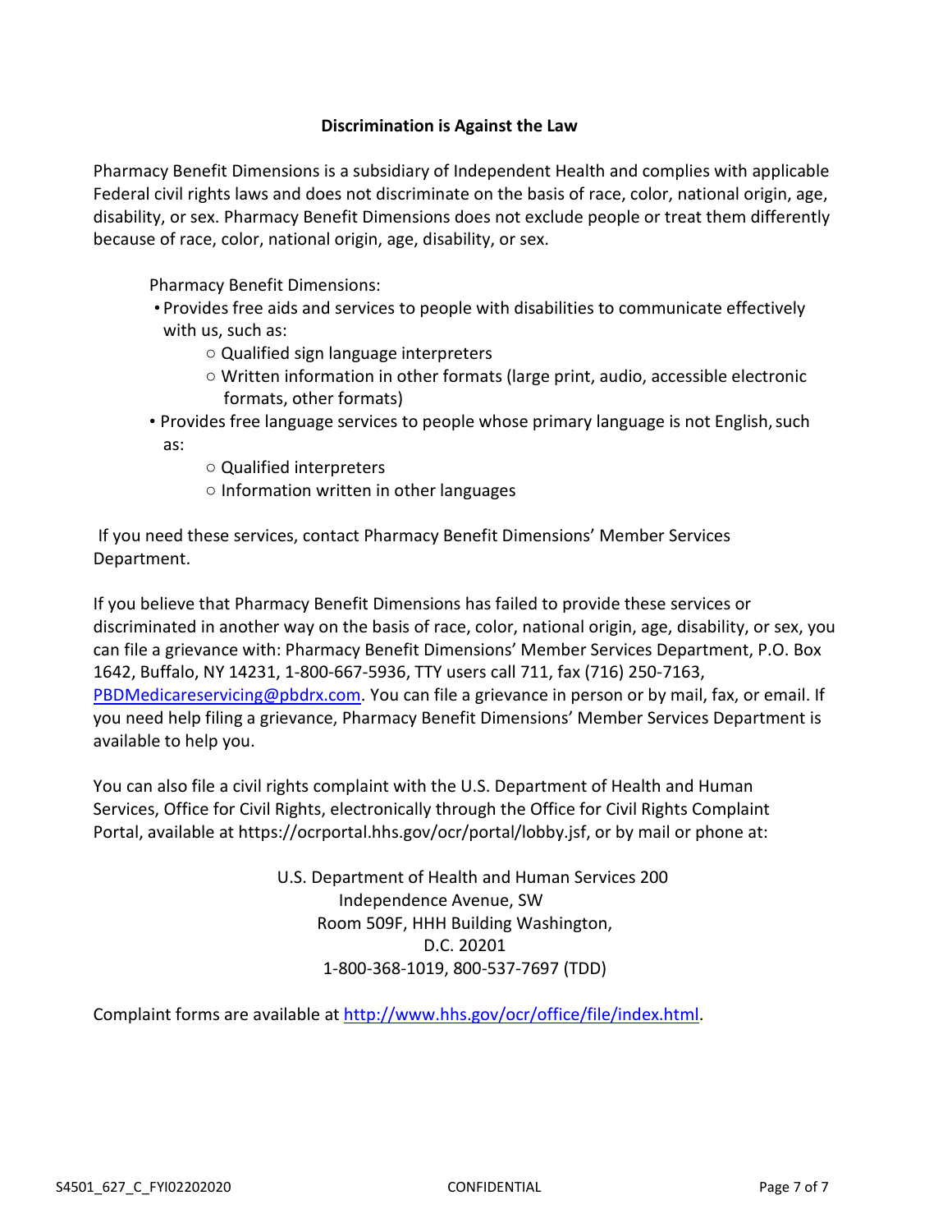**Discrimination is Against the Law**

Pharmacy Benefit Dimensions is a subsidiary of Independent Health and complies with applicable Federal civil rights laws and does not discriminate on the basis of race, color, national origin, age, disability, or sex. Pharmacy Benefit Dimensions does not exclude people or treat them differently because of race, color, national origin, age, disability, or sex.

Pharmacy Benefit Dimensions:

- Provides free aids and services to people with disabilities to communicate effectively with us, such as:
  - Qualified sign language interpreters
  - Written information in other formats (large print, audio, accessible electronic formats, other formats)
- Provides free language services to people whose primary language is not English, such as:
  - Qualified interpreters
  - Information written in other languages

If you need these services, contact Pharmacy Benefit Dimensions' Member Services Department.

If you believe that Pharmacy Benefit Dimensions has failed to provide these services or discriminated in another way on the basis of race, color, national origin, age, disability, or sex, you can file a grievance with: Pharmacy Benefit Dimensions' Member Services Department, P.O. Box 1642, Buffalo, NY 14231, 1-800-667-5936, TTY users call 711, fax (716) 250-7163, PBDMedicareservicing@pbdrx.com. You can file a grievance in person or by mail, fax, or email. If you need help filing a grievance, Pharmacy Benefit Dimensions' Member Services Department is available to help you.

You can also file a civil rights complaint with the U.S. Department of Health and Human Services, Office for Civil Rights, electronically through the Office for Civil Rights Complaint Portal, available at https://ocrportal.hhs.gov/ocr/portal/lobby.jsf, or by mail or phone at:

U.S. Department of Health and Human Services 200 Independence Avenue, SW
Room 509F, HHH Building Washington, D.C. 20201
1-800-368-1019, 800-537-7697 (TDD)

Complaint forms are available at http://www.hhs.gov/ocr/office/file/index.html.